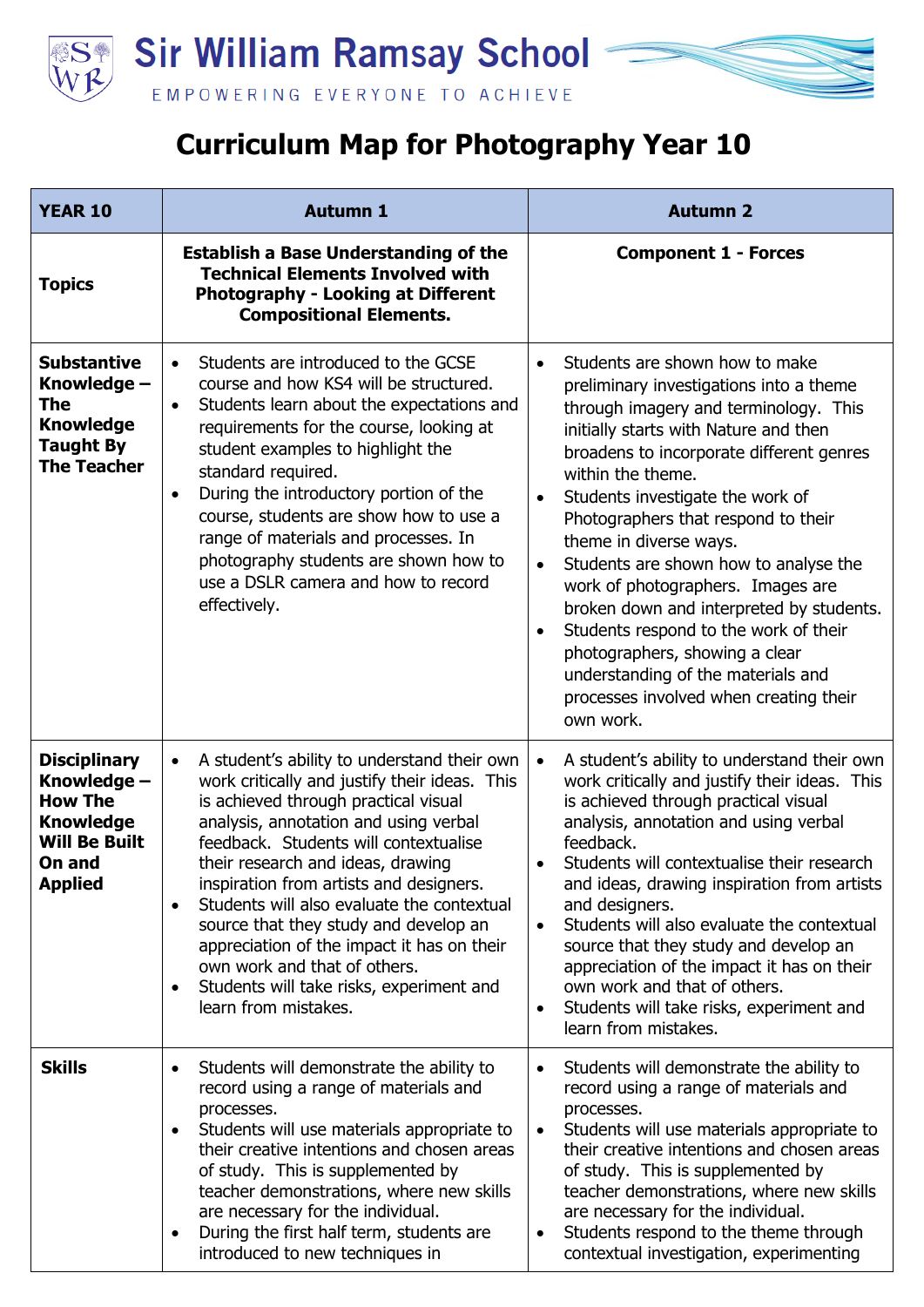# Sir William Ramsay School

EMPOWERING EVERYONE TO ACHIEVE

# Curriculum Map for Photography Year 10

| YEAR 10 | Autumn 1 | Autumn 2 |
|---|---|---|
| **Topics** | **Establish a Base Understanding of the Technical Elements Involved with Photography - Looking at Different Compositional Elements.** | **Component 1 - Forces** |
| **Substantive Knowledge – The Knowledge Taught By The Teacher** | • Students are introduced to the GCSE course and how KS4 will be structured.<br>• Students learn about the expectations and requirements for the course, looking at student examples to highlight the standard required.<br>• During the introductory portion of the course, students are show how to use a range of materials and processes. In photography students are shown how to use a DSLR camera and how to record effectively. | • Students are shown how to make preliminary investigations into a theme through imagery and terminology. This initially starts with Nature and then broadens to incorporate different genres within the theme.<br>• Students investigate the work of Photographers that respond to their theme in diverse ways.<br>• Students are shown how to analyse the work of photographers. Images are broken down and interpreted by students.<br>• Students respond to the work of their photographers, showing a clear understanding of the materials and processes involved when creating their own work. |
| **Disciplinary Knowledge – How The Knowledge Will Be Built On and Applied** | • A student's ability to understand their own work critically and justify their ideas. This is achieved through practical visual analysis, annotation and using verbal feedback. Students will contextualise their research and ideas, drawing inspiration from artists and designers.<br>• Students will also evaluate the contextual source that they study and develop an appreciation of the impact it has on their own work and that of others.<br>• Students will take risks, experiment and learn from mistakes. | • A student's ability to understand their own work critically and justify their ideas. This is achieved through practical visual analysis, annotation and using verbal feedback.<br>• Students will contextualise their research and ideas, drawing inspiration from artists and designers.<br>• Students will also evaluate the contextual source that they study and develop an appreciation of the impact it has on their own work and that of others.<br>• Students will take risks, experiment and learn from mistakes. |
| **Skills** | • Students will demonstrate the ability to record using a range of materials and processes.<br>• Students will use materials appropriate to their creative intentions and chosen areas of study. This is supplemented by teacher demonstrations, where new skills are necessary for the individual.<br>• During the first half term, students are introduced to new techniques in | • Students will demonstrate the ability to record using a range of materials and processes.<br>• Students will use materials appropriate to their creative intentions and chosen areas of study. This is supplemented by teacher demonstrations, where new skills are necessary for the individual.<br>• Students respond to the theme through contextual investigation, experimenting |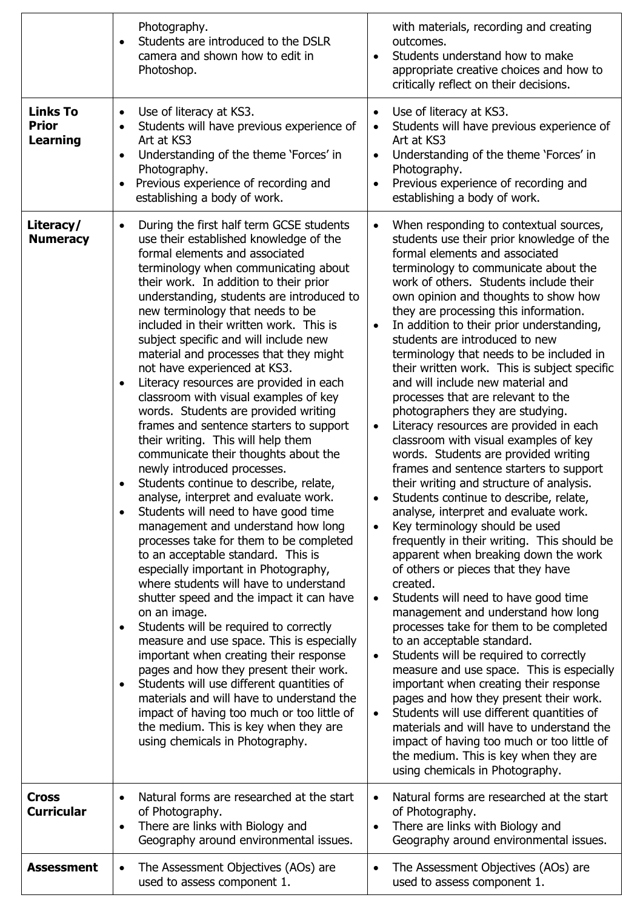| | | |
|---|---|---|
| | <ul><li>Photography.</li><li>Students are introduced to the DSLR camera and shown how to edit in Photoshop.</li></ul> | <ul><li>with materials, recording and creating outcomes.</li><li>Students understand how to make appropriate creative choices and how to critically reflect on their decisions.</li></ul> |
| **Links To Prior Learning** | <ul><li>Use of literacy at KS3.</li><li>Students will have previous experience of Art at KS3</li><li>Understanding of the theme 'Forces' in Photography.</li><li>Previous experience of recording and establishing a body of work.</li></ul> | <ul><li>Use of literacy at KS3.</li><li>Students will have previous experience of Art at KS3</li><li>Understanding of the theme 'Forces' in Photography.</li><li>Previous experience of recording and establishing a body of work.</li></ul> |
| **Literacy/ Numeracy** | <ul><li>During the first half term GCSE students use their established knowledge of the formal elements and associated terminology when communicating about their work. In addition to their prior understanding, students are introduced to new terminology that needs to be included in their written work. This is subject specific and will include new material and processes that they might not have experienced at KS3.</li><li>Literacy resources are provided in each classroom with visual examples of key words. Students are provided writing frames and sentence starters to support their writing. This will help them communicate their thoughts about the newly introduced processes.</li><li>Students continue to describe, relate, analyse, interpret and evaluate work.</li><li>Students will need to have good time management and understand how long processes take for them to be completed to an acceptable standard. This is especially important in Photography, where students will have to understand shutter speed and the impact it can have on an image.</li><li>Students will be required to correctly measure and use space. This is especially important when creating their response pages and how they present their work.</li><li>Students will use different quantities of materials and will have to understand the impact of having too much or too little of the medium. This is key when they are using chemicals in Photography.</li></ul> | <ul><li>When responding to contextual sources, students use their prior knowledge of the formal elements and associated terminology to communicate about the work of others. Students include their own opinion and thoughts to show how they are processing this information.</li><li>In addition to their prior understanding, students are introduced to new terminology that needs to be included in their written work. This is subject specific and will include new material and processes that are relevant to the photographers they are studying.</li><li>Literacy resources are provided in each classroom with visual examples of key words. Students are provided writing frames and sentence starters to support their writing and structure of analysis.</li><li>Students continue to describe, relate, analyse, interpret and evaluate work.</li><li>Key terminology should be used frequently in their writing. This should be apparent when breaking down the work of others or pieces that they have created.</li><li>Students will need to have good time management and understand how long processes take for them to be completed to an acceptable standard.</li><li>Students will be required to correctly measure and use space. This is especially important when creating their response pages and how they present their work.</li><li>Students will use different quantities of materials and will have to understand the impact of having too much or too little of the medium. This is key when they are using chemicals in Photography.</li></ul> |
| **Cross Curricular** | <ul><li>Natural forms are researched at the start of Photography.</li><li>There are links with Biology and Geography around environmental issues.</li></ul> | <ul><li>Natural forms are researched at the start of Photography.</li><li>There are links with Biology and Geography around environmental issues.</li></ul> |
| **Assessment** | <ul><li>The Assessment Objectives (AOs) are used to assess component 1.</li></ul> | <ul><li>The Assessment Objectives (AOs) are used to assess component 1.</li></ul> |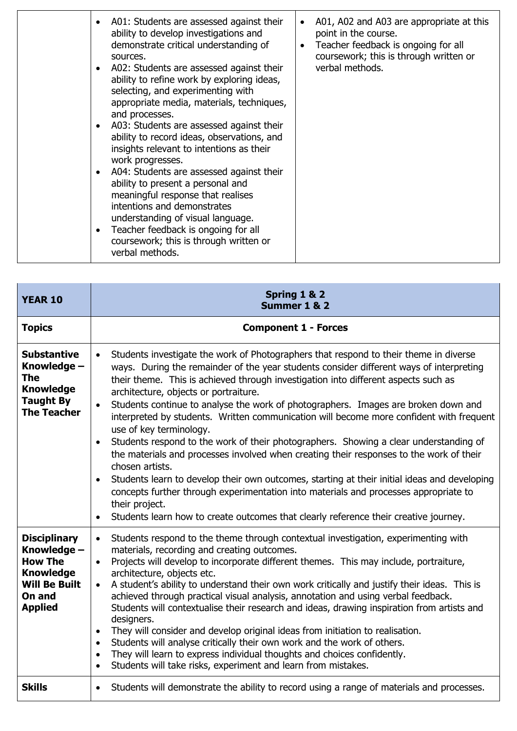| | | |
|---|---|---|
| | • A01: Students are assessed against their ability to develop investigations and demonstrate critical understanding of sources.<br>• A02: Students are assessed against their ability to refine work by exploring ideas, selecting, and experimenting with appropriate media, materials, techniques, and processes.<br>• A03: Students are assessed against their ability to record ideas, observations, and insights relevant to intentions as their work progresses.<br>• A04: Students are assessed against their ability to present a personal and meaningful response that realises intentions and demonstrates understanding of visual language.<br>• Teacher feedback is ongoing for all coursework; this is through written or verbal methods. | • A01, A02 and A03 are appropriate at this point in the course.<br>• Teacher feedback is ongoing for all coursework; this is through written or verbal methods. |

| **YEAR 10** | **Spring 1 & 2<br>Summer 1 & 2** |
|---|---|
| **Topics** | **Component 1 - Forces** |
| **Substantive Knowledge – The Knowledge Taught By The Teacher** | • Students investigate the work of Photographers that respond to their theme in diverse ways. During the remainder of the year students consider different ways of interpreting their theme. This is achieved through investigation into different aspects such as architecture, objects or portraiture.<br>• Students continue to analyse the work of photographers. Images are broken down and interpreted by students. Written communication will become more confident with frequent use of key terminology.<br>• Students respond to the work of their photographers. Showing a clear understanding of the materials and processes involved when creating their responses to the work of their chosen artists.<br>• Students learn to develop their own outcomes, starting at their initial ideas and developing concepts further through experimentation into materials and processes appropriate to their project.<br>• Students learn how to create outcomes that clearly reference their creative journey. |
| **Disciplinary Knowledge – How The Knowledge Will Be Built On and Applied** | • Students respond to the theme through contextual investigation, experimenting with materials, recording and creating outcomes.<br>• Projects will develop to incorporate different themes. This may include, portraiture, architecture, objects etc.<br>• A student's ability to understand their own work critically and justify their ideas. This is achieved through practical visual analysis, annotation and using verbal feedback. Students will contextualise their research and ideas, drawing inspiration from artists and designers.<br>• They will consider and develop original ideas from initiation to realisation.<br>• Students will analyse critically their own work and the work of others.<br>• They will learn to express individual thoughts and choices confidently.<br>• Students will take risks, experiment and learn from mistakes. |
| **Skills** | • Students will demonstrate the ability to record using a range of materials and processes. |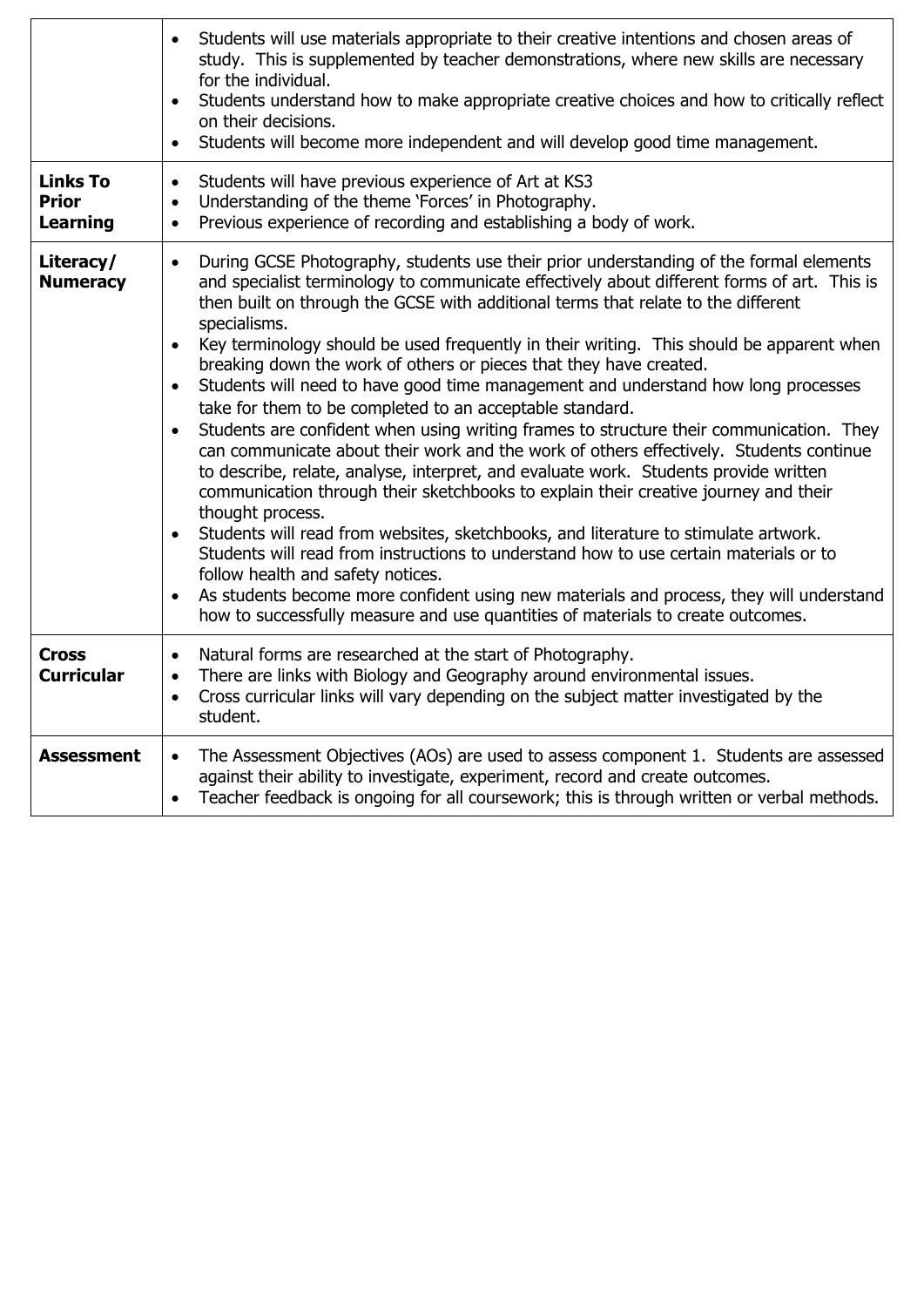| | |
|---|---|
| | • Students will use materials appropriate to their creative intentions and chosen areas of study. This is supplemented by teacher demonstrations, where new skills are necessary for the individual.<br>• Students understand how to make appropriate creative choices and how to critically reflect on their decisions.<br>• Students will become more independent and will develop good time management. |
| **Links To Prior Learning** | • Students will have previous experience of Art at KS3<br>• Understanding of the theme 'Forces' in Photography.<br>• Previous experience of recording and establishing a body of work. |
| **Literacy/ Numeracy** | • During GCSE Photography, students use their prior understanding of the formal elements and specialist terminology to communicate effectively about different forms of art. This is then built on through the GCSE with additional terms that relate to the different specialisms.<br>• Key terminology should be used frequently in their writing. This should be apparent when breaking down the work of others or pieces that they have created.<br>• Students will need to have good time management and understand how long processes take for them to be completed to an acceptable standard.<br>• Students are confident when using writing frames to structure their communication. They can communicate about their work and the work of others effectively. Students continue to describe, relate, analyse, interpret, and evaluate work. Students provide written communication through their sketchbooks to explain their creative journey and their thought process.<br>• Students will read from websites, sketchbooks, and literature to stimulate artwork. Students will read from instructions to understand how to use certain materials or to follow health and safety notices.<br>• As students become more confident using new materials and process, they will understand how to successfully measure and use quantities of materials to create outcomes. |
| **Cross Curricular** | • Natural forms are researched at the start of Photography.<br>• There are links with Biology and Geography around environmental issues.<br>• Cross curricular links will vary depending on the subject matter investigated by the student. |
| **Assessment** | • The Assessment Objectives (AOs) are used to assess component 1. Students are assessed against their ability to investigate, experiment, record and create outcomes.<br>• Teacher feedback is ongoing for all coursework; this is through written or verbal methods. |